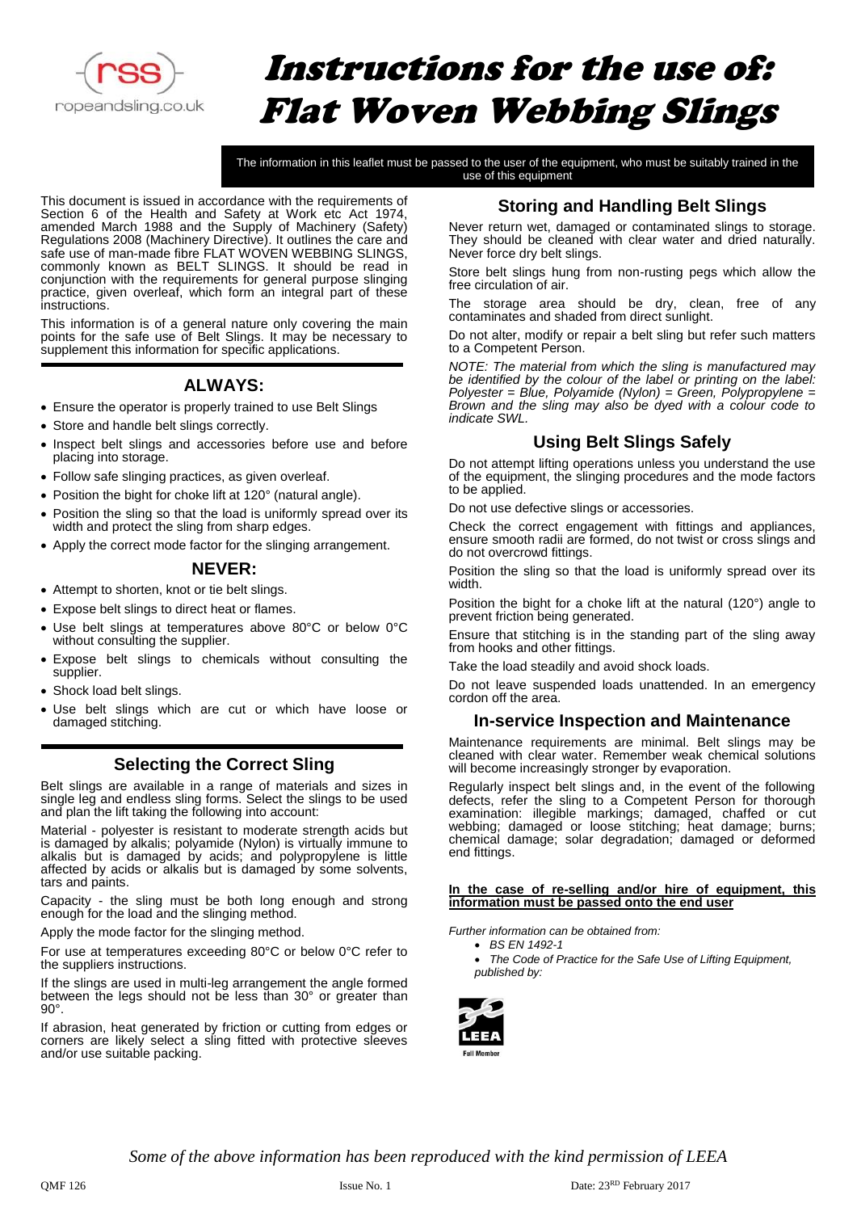# Instructions for the use of: Flat Woven Webbing Slings

The information in this leaflet must be passed to the user of the equipment, who must be suitably trained in the use of this equipment

This document is issued in accordance with the requirements of Section 6 of the Health and Safety at Work etc Act 1974, amended March 1988 and the Supply of Machinery (Safety) Regulations 2008 (Machinery Directive). It outlines the care and safe use of man-made fibre FLAT WOVEN WEBBING SLINGS, commonly known as BELT SLINGS. It should be read in conjunction with the requirements for general purpose slinging practice, given overleaf, which form an integral part of these instructions.

This information is of a general nature only covering the main points for the safe use of Belt Slings. It may be necessary to supplement this information for specific applications.

## ALWAYS:

- Ensure the operator is properly trained to use Belt Slings
- Store and handle belt slings correctly.
- Inspect belt slings and accessories before use and before placing into storage.
- Follow safe slinging practices, as given overleaf.
- Position the bight for choke lift at 120° (natural angle).
- Position the sling so that the load is uniformly spread over its width and protect the sling from sharp edges.
- Apply the correct mode factor for the slinging arrangement.

## NEVER:

- Attempt to shorten, knot or tie belt slings.
- Expose belt slings to direct heat or flames.
- Use belt slings at temperatures above 80°C or below 0°C without consulting the supplier.
- Expose belt slings to chemicals without consulting the supplier.
- Shock load belt slings.
- Use belt slings which are cut or which have loose or damaged stitching.

## Selecting the Correct Sling

Belt slings are available in a range of materials and sizes in single leg and endless sling forms. Select the slings to be used and plan the lift taking the following into account:

Material - polyester is resistant to moderate strength acids but is damaged by alkalis; polyamide (Nylon) is virtually immune to alkalis but is damaged by acids; and polypropylene is little affected by acids or alkalis but is damaged by some solvents, tars and paints.

Capacity - the sling must be both long enough and strong enough for the load and the slinging method.

Apply the mode factor for the slinging method.

For use at temperatures exceeding 80°C or below 0°C refer to the suppliers instructions.

If the slings are used in multi-leg arrangement the angle formed between the legs should not be less than 30° or greater than 90°.

If abrasion, heat generated by friction or cutting from edges or corners are likely select a sling fitted with protective sleeves and/or use suitable packing.

## Storing and Handling Belt Slings

Never return wet, damaged or contaminated slings to storage. They should be cleaned with clear water and dried naturally. Never force dry belt slings.

Store belt slings hung from non-rusting pegs which allow the free circulation of air.

The storage area should be dry, clean, free of any contaminates and shaded from direct sunlight.

Do not alter, modify or repair a belt sling but refer such matters to a Competent Person.

*NOTE: The material from which the sling is manufactured may be identified by the colour of the label or printing on the label: Polyester = Blue, Polyamide (Nylon) = Green, Polypropylene = Brown and the sling may also be dyed with a colour code to indicate SWL.*

## Using Belt Slings Safely

Do not attempt lifting operations unless you understand the use of the equipment, the slinging procedures and the mode factors to be applied.

Do not use defective slings or accessories.

Check the correct engagement with fittings and appliances, ensure smooth radii are formed, do not twist or cross slings and do not overcrowd fittings.

Position the sling so that the load is uniformly spread over its width.

Position the bight for a choke lift at the natural (120°) angle to prevent friction being generated.

Ensure that stitching is in the standing part of the sling away from hooks and other fittings.

Take the load steadily and avoid shock loads.

Do not leave suspended loads unattended. In an emergency cordon off the area.

## In-service Inspection and Maintenance

Maintenance requirements are minimal. Belt slings may be cleaned with clear water. Remember weak chemical solutions will become increasingly stronger by evaporation.

Regularly inspect belt slings and, in the event of the following defects, refer the sling to a Competent Person for thorough examination: illegible markings; damaged, chaffed or cut webbing; damaged or loose stitching; heat damage; burns; chemical damage; solar degradation; damaged or deformed end fittings.

**In the case of re-selling and/or hire of equipment, this information must be passed onto the end user**

*Further information can be obtained from:*

- *BS EN 1492-1*
- *The Code of Practice for the Safe Use of Lifting Equipment, published by:*

LEEA Full Member

*Some of the above information has been reproduced with the kind permission of LEEA*

QMF 126 Issue No. 1 Date: 23RD February 2017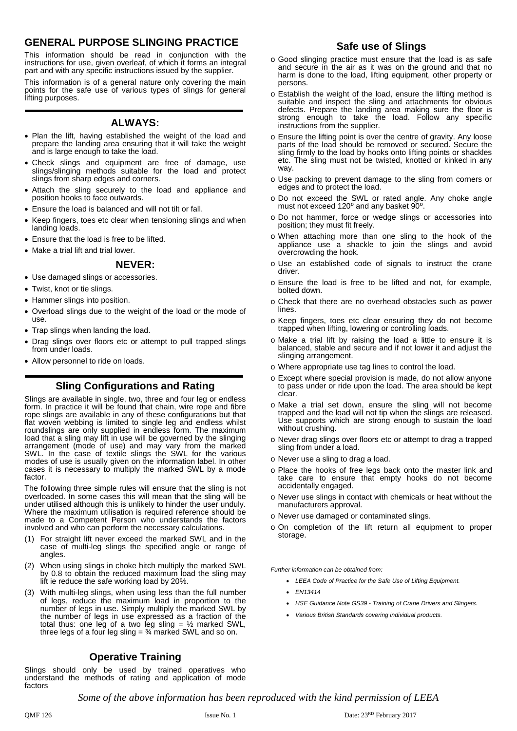## GENERAL PURPOSE SLINGING PRACTICE

This information should be read in conjunction with the instructions for use, given overleaf, of which it forms an integral part and with any specific instructions issued by the supplier.

This information is of a general nature only covering the main points for the safe use of various types of slings for general lifting purposes.

### ALWAYS:

- Plan the lift, having established the weight of the load and prepare the landing area ensuring that it will take the weight and is large enough to take the load.
- Check slings and equipment are free of damage, use slings/slinging methods suitable for the load and protect slings from sharp edges and corners.
- Attach the sling securely to the load and appliance and position hooks to face outwards.
- Ensure the load is balanced and will not tilt or fall.
- Keep fingers, toes etc clear when tensioning slings and when landing loads.
- Ensure that the load is free to be lifted.
- Make a trial lift and trial lower.

### NEVER:

- Use damaged slings or accessories.
- Twist, knot or tie slings.
- Hammer slings into position.
- Overload slings due to the weight of the load or the mode of use.
- Trap slings when landing the load.
- Drag slings over floors etc or attempt to pull trapped slings from under loads.
- Allow personnel to ride on loads.

## Sling Configurations and Rating

Slings are available in single, two, three and four leg or endless form. In practice it will be found that chain, wire rope and fibre rope slings are available in any of these configurations but that flat woven webbing is limited to single leg and endless whilst roundslings are only supplied in endless form. The maximum load that a sling may lift in use will be governed by the slinging arrangement (mode of use) and may vary from the marked SWL. In the case of textile slings the SWL for the various modes of use is usually given on the information label. In other cases it is necessary to multiply the marked SWL by a mode factor.

The following three simple rules will ensure that the sling is not overloaded. In some cases this will mean that the sling will be under utilised although this is unlikely to hinder the user unduly. Where the maximum utilisation is required reference should be made to a Competent Person who understands the factors involved and who can perform the necessary calculations.

(1) For straight lift never exceed the marked SWL and in the case of multi-leg slings the specified angle or range of angles.

(2) When using slings in choke hitch multiply the marked SWL by 0.8 to obtain the reduced maximum load the sling may lift ie reduce the safe working load by 20%.

(3) With multi-leg slings, when using less than the full number of legs, reduce the maximum load in proportion to the number of legs in use. Simply multiply the marked SWL by the number of legs in use expressed as a fraction of the total thus: one leg of a two leg sling = ½ marked SWL, three legs of a four leg sling = ¾ marked SWL and so on.

## Operative Training

Slings should only be used by trained operatives who understand the methods of rating and application of mode factors

## Safe use of Slings

- Good slinging practice must ensure that the load is as safe and secure in the air as it was on the ground and that no harm is done to the load, lifting equipment, other property or persons.
- Establish the weight of the load, ensure the lifting method is suitable and inspect the sling and attachments for obvious defects. Prepare the landing area making sure the floor is strong enough to take the load. Follow any specific instructions from the supplier.
- Ensure the lifting point is over the centre of gravity. Any loose parts of the load should be removed or secured. Secure the sling firmly to the load by hooks onto lifting points or shackles etc. The sling must not be twisted, knotted or kinked in any way.
- Use packing to prevent damage to the sling from corners or edges and to protect the load.
- Do not exceed the SWL or rated angle. Any choke angle must not exceed 120º and any basket 90º.
- Do not hammer, force or wedge slings or accessories into position; they must fit freely.
- When attaching more than one sling to the hook of the appliance use a shackle to join the slings and avoid overcrowding the hook.
- Use an established code of signals to instruct the crane driver.
- Ensure the load is free to be lifted and not, for example, bolted down.
- Check that there are no overhead obstacles such as power lines.
- Keep fingers, toes etc clear ensuring they do not become trapped when lifting, lowering or controlling loads.
- Make a trial lift by raising the load a little to ensure it is balanced, stable and secure and if not lower it and adjust the slinging arrangement.
- Where appropriate use tag lines to control the load.
- Except where special provision is made, do not allow anyone to pass under or ride upon the load. The area should be kept clear.
- Make a trial set down, ensure the sling will not become trapped and the load will not tip when the slings are released. Use supports which are strong enough to sustain the load without crushing.
- Never drag slings over floors etc or attempt to drag a trapped sling from under a load.
- Never use a sling to drag a load.
- Place the hooks of free legs back onto the master link and take care to ensure that empty hooks do not become accidentally engaged.
- Never use slings in contact with chemicals or heat without the manufacturers approval.
- Never use damaged or contaminated slings.
- On completion of the lift return all equipment to proper storage.

*Further information can be obtained from:*

- *LEEA Code of Practice for the Safe Use of Lifting Equipment.*
- *EN13414*
- *HSE Guidance Note GS39 - Training of Crane Drivers and Slingers.*
- *Various British Standards covering individual products.*

*Some of the above information has been reproduced with the kind permission of LEEA*

QMF 126 Issue No. 1 Date: 23RD February 2017